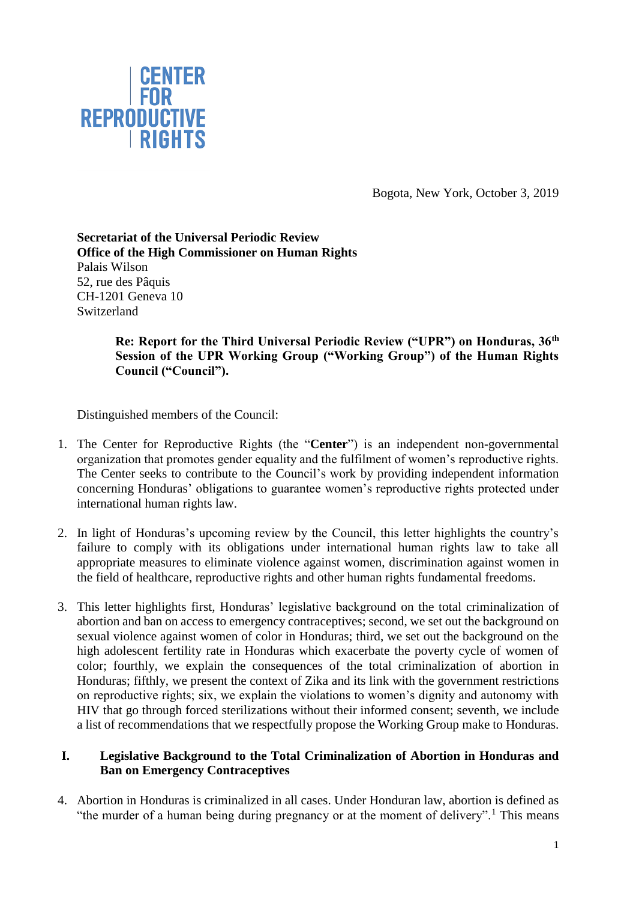CENTER FOR REPRODUCTIVE RIGHTS

Bogota, New York, October 3, 2019

**Secretariat of the Universal Periodic Review**
**Office of the High Commissioner on Human Rights**
Palais Wilson
52, rue des Pâquis
CH-1201 Geneva 10
Switzerland

**Re: Report for the Third Universal Periodic Review ("UPR") on Honduras, 36th Session of the UPR Working Group ("Working Group") of the Human Rights Council ("Council").**

Distinguished members of the Council:

1. The Center for Reproductive Rights (the "**Center**") is an independent non-governmental organization that promotes gender equality and the fulfilment of women's reproductive rights. The Center seeks to contribute to the Council's work by providing independent information concerning Honduras' obligations to guarantee women's reproductive rights protected under international human rights law.

2. In light of Honduras's upcoming review by the Council, this letter highlights the country's failure to comply with its obligations under international human rights law to take all appropriate measures to eliminate violence against women, discrimination against women in the field of healthcare, reproductive rights and other human rights fundamental freedoms.

3. This letter highlights first, Honduras' legislative background on the total criminalization of abortion and ban on access to emergency contraceptives; second, we set out the background on sexual violence against women of color in Honduras; third, we set out the background on the high adolescent fertility rate in Honduras which exacerbate the poverty cycle of women of color; fourthly, we explain the consequences of the total criminalization of abortion in Honduras; fifthly, we present the context of Zika and its link with the government restrictions on reproductive rights; six, we explain the violations to women's dignity and autonomy with HIV that go through forced sterilizations without their informed consent; seventh, we include a list of recommendations that we respectfully propose the Working Group make to Honduras.

## I. Legislative Background to the Total Criminalization of Abortion in Honduras and Ban on Emergency Contraceptives

4. Abortion in Honduras is criminalized in all cases. Under Honduran law, abortion is defined as "the murder of a human being during pregnancy or at the moment of delivery".[1] This means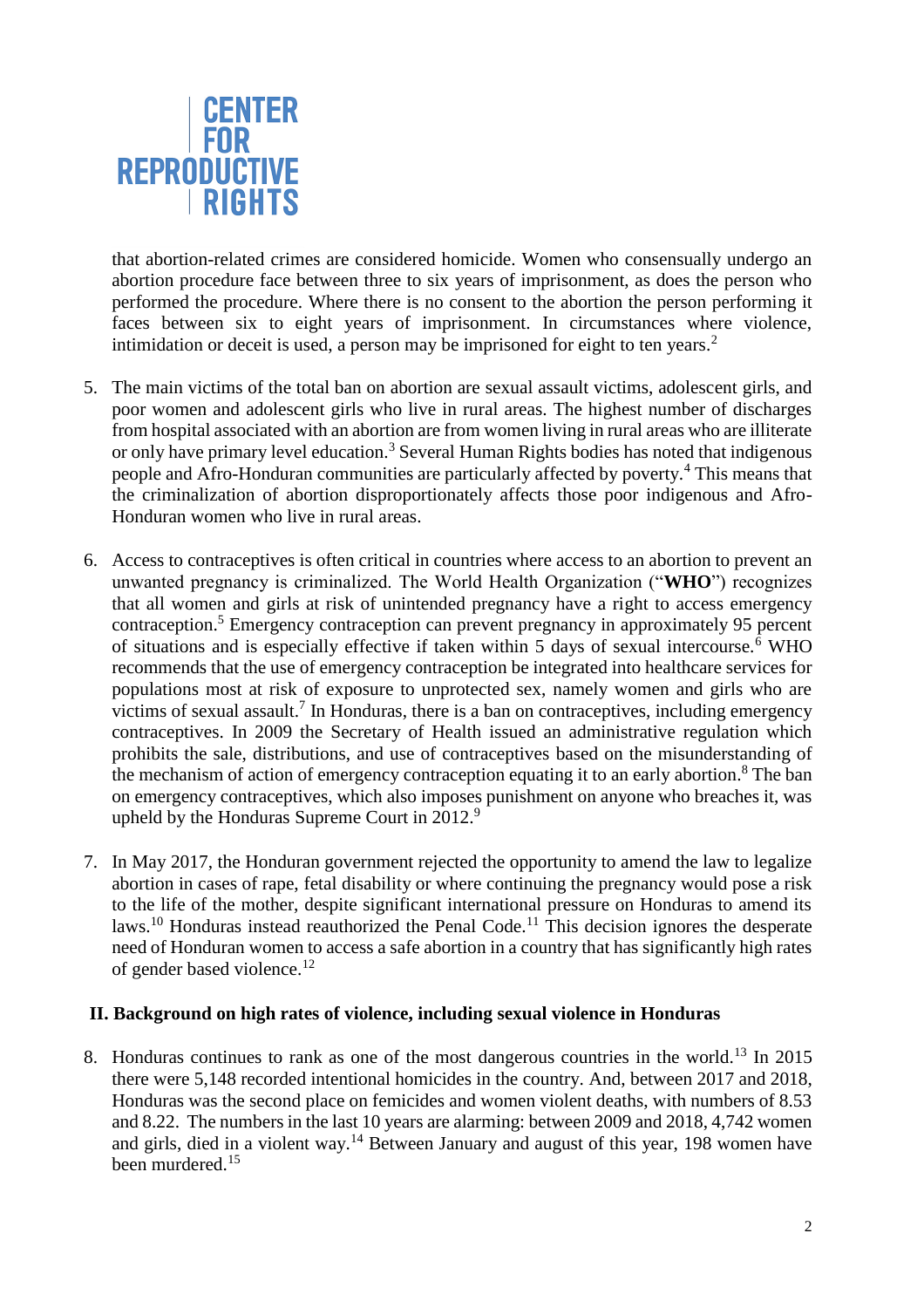that abortion-related crimes are considered homicide. Women who consensually undergo an abortion procedure face between three to six years of imprisonment, as does the person who performed the procedure. Where there is no consent to the abortion the person performing it faces between six to eight years of imprisonment. In circumstances where violence, intimidation or deceit is used, a person may be imprisoned for eight to ten years.[2]

5. The main victims of the total ban on abortion are sexual assault victims, adolescent girls, and poor women and adolescent girls who live in rural areas. The highest number of discharges from hospital associated with an abortion are from women living in rural areas who are illiterate or only have primary level education.[3] Several Human Rights bodies has noted that indigenous people and Afro-Honduran communities are particularly affected by poverty.[4] This means that the criminalization of abortion disproportionately affects those poor indigenous and Afro-Honduran women who live in rural areas.

6. Access to contraceptives is often critical in countries where access to an abortion to prevent an unwanted pregnancy is criminalized. The World Health Organization ("**WHO**") recognizes that all women and girls at risk of unintended pregnancy have a right to access emergency contraception.[5] Emergency contraception can prevent pregnancy in approximately 95 percent of situations and is especially effective if taken within 5 days of sexual intercourse.[6] WHO recommends that the use of emergency contraception be integrated into healthcare services for populations most at risk of exposure to unprotected sex, namely women and girls who are victims of sexual assault.[7] In Honduras, there is a ban on contraceptives, including emergency contraceptives. In 2009 the Secretary of Health issued an administrative regulation which prohibits the sale, distributions, and use of contraceptives based on the misunderstanding of the mechanism of action of emergency contraception equating it to an early abortion.[8] The ban on emergency contraceptives, which also imposes punishment on anyone who breaches it, was upheld by the Honduras Supreme Court in 2012.[9]

7. In May 2017, the Honduran government rejected the opportunity to amend the law to legalize abortion in cases of rape, fetal disability or where continuing the pregnancy would pose a risk to the life of the mother, despite significant international pressure on Honduras to amend its laws.[10] Honduras instead reauthorized the Penal Code.[11] This decision ignores the desperate need of Honduran women to access a safe abortion in a country that has significantly high rates of gender based violence.[12]

## II. Background on high rates of violence, including sexual violence in Honduras

8. Honduras continues to rank as one of the most dangerous countries in the world.[13] In 2015 there were 5,148 recorded intentional homicides in the country. And, between 2017 and 2018, Honduras was the second place on femicides and women violent deaths, with numbers of 8.53 and 8.22. The numbers in the last 10 years are alarming: between 2009 and 2018, 4,742 women and girls, died in a violent way.[14] Between January and august of this year, 198 women have been murdered.[15]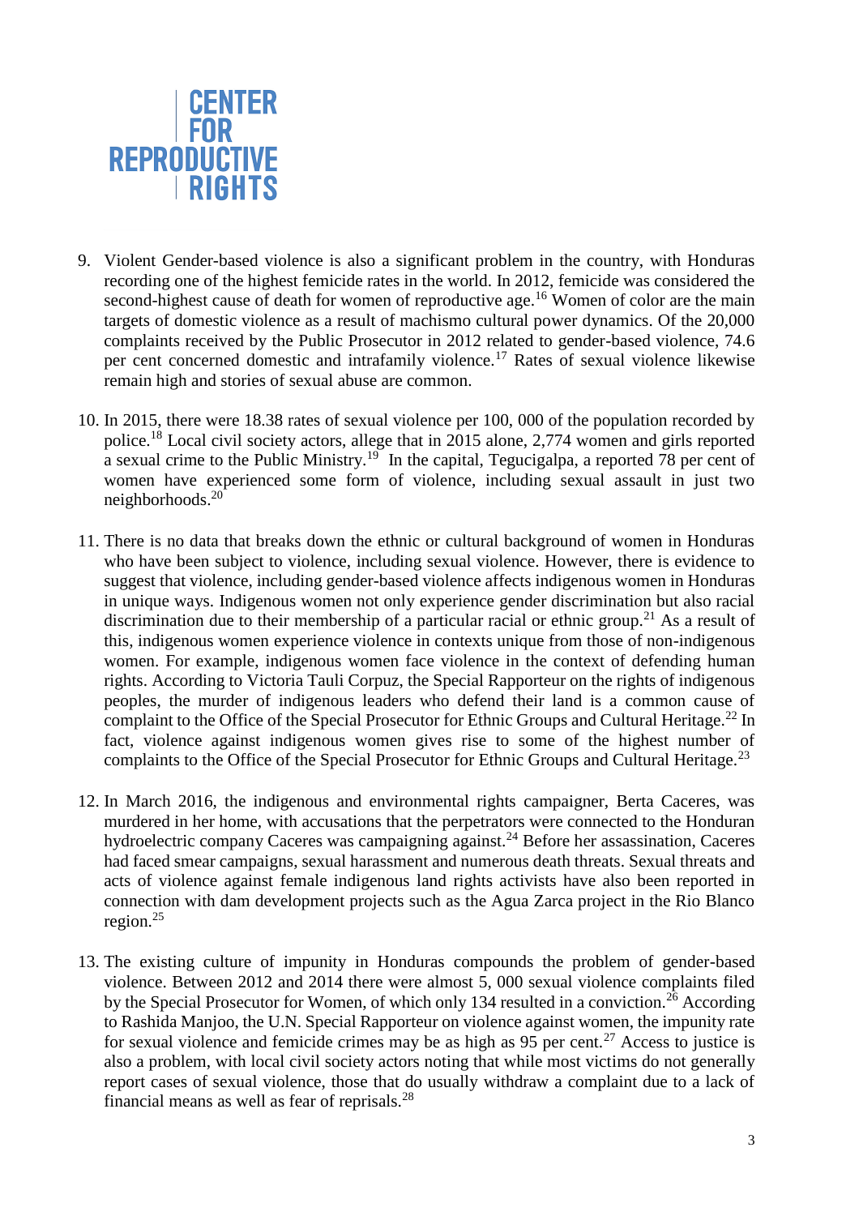9. Violent Gender-based violence is also a significant problem in the country, with Honduras recording one of the highest femicide rates in the world. In 2012, femicide was considered the second-highest cause of death for women of reproductive age.[16] Women of color are the main targets of domestic violence as a result of machismo cultural power dynamics. Of the 20,000 complaints received by the Public Prosecutor in 2012 related to gender-based violence, 74.6 per cent concerned domestic and intrafamily violence.[17] Rates of sexual violence likewise remain high and stories of sexual abuse are common.

10. In 2015, there were 18.38 rates of sexual violence per 100, 000 of the population recorded by police.[18] Local civil society actors, allege that in 2015 alone, 2,774 women and girls reported a sexual crime to the Public Ministry.[19] In the capital, Tegucigalpa, a reported 78 per cent of women have experienced some form of violence, including sexual assault in just two neighborhoods.[20]

11. There is no data that breaks down the ethnic or cultural background of women in Honduras who have been subject to violence, including sexual violence. However, there is evidence to suggest that violence, including gender-based violence affects indigenous women in Honduras in unique ways. Indigenous women not only experience gender discrimination but also racial discrimination due to their membership of a particular racial or ethnic group.[21] As a result of this, indigenous women experience violence in contexts unique from those of non-indigenous women. For example, indigenous women face violence in the context of defending human rights. According to Victoria Tauli Corpuz, the Special Rapporteur on the rights of indigenous peoples, the murder of indigenous leaders who defend their land is a common cause of complaint to the Office of the Special Prosecutor for Ethnic Groups and Cultural Heritage.[22] In fact, violence against indigenous women gives rise to some of the highest number of complaints to the Office of the Special Prosecutor for Ethnic Groups and Cultural Heritage.[23]

12. In March 2016, the indigenous and environmental rights campaigner, Berta Caceres, was murdered in her home, with accusations that the perpetrators were connected to the Honduran hydroelectric company Caceres was campaigning against.[24] Before her assassination, Caceres had faced smear campaigns, sexual harassment and numerous death threats. Sexual threats and acts of violence against female indigenous land rights activists have also been reported in connection with dam development projects such as the Agua Zarca project in the Rio Blanco region.[25]

13. The existing culture of impunity in Honduras compounds the problem of gender-based violence. Between 2012 and 2014 there were almost 5, 000 sexual violence complaints filed by the Special Prosecutor for Women, of which only 134 resulted in a conviction.[26] According to Rashida Manjoo, the U.N. Special Rapporteur on violence against women, the impunity rate for sexual violence and femicide crimes may be as high as 95 per cent.[27] Access to justice is also a problem, with local civil society actors noting that while most victims do not generally report cases of sexual violence, those that do usually withdraw a complaint due to a lack of financial means as well as fear of reprisals.[28]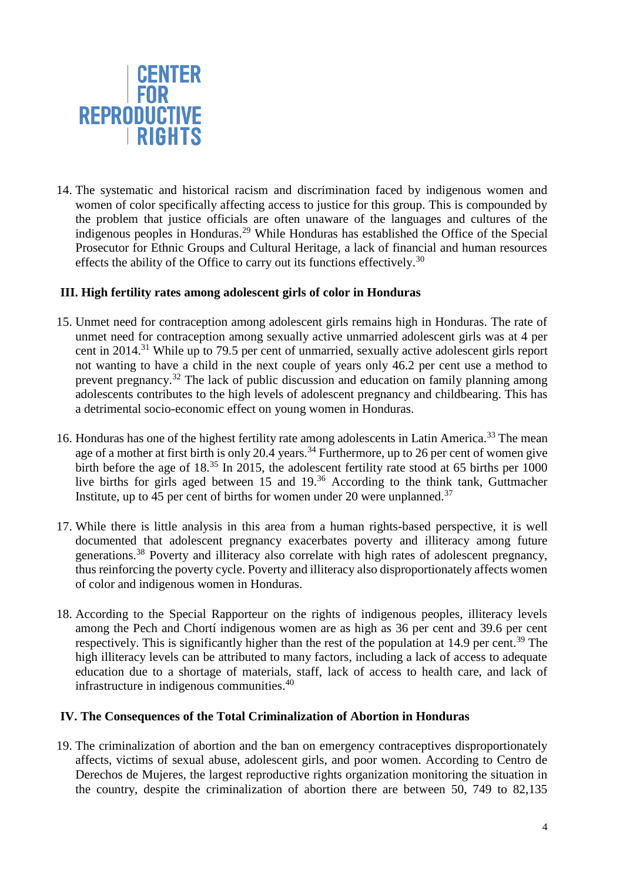14. The systematic and historical racism and discrimination faced by indigenous women and women of color specifically affecting access to justice for this group. This is compounded by the problem that justice officials are often unaware of the languages and cultures of the indigenous peoples in Honduras.[29] While Honduras has established the Office of the Special Prosecutor for Ethnic Groups and Cultural Heritage, a lack of financial and human resources effects the ability of the Office to carry out its functions effectively.[30]

### III. High fertility rates among adolescent girls of color in Honduras

15. Unmet need for contraception among adolescent girls remains high in Honduras. The rate of unmet need for contraception among sexually active unmarried adolescent girls was at 4 per cent in 2014.[31] While up to 79.5 per cent of unmarried, sexually active adolescent girls report not wanting to have a child in the next couple of years only 46.2 per cent use a method to prevent pregnancy.[32] The lack of public discussion and education on family planning among adolescents contributes to the high levels of adolescent pregnancy and childbearing. This has a detrimental socio-economic effect on young women in Honduras.

16. Honduras has one of the highest fertility rate among adolescents in Latin America.[33] The mean age of a mother at first birth is only 20.4 years.[34] Furthermore, up to 26 per cent of women give birth before the age of 18.[35] In 2015, the adolescent fertility rate stood at 65 births per 1000 live births for girls aged between 15 and 19.[36] According to the think tank, Guttmacher Institute, up to 45 per cent of births for women under 20 were unplanned.[37]

17. While there is little analysis in this area from a human rights-based perspective, it is well documented that adolescent pregnancy exacerbates poverty and illiteracy among future generations.[38] Poverty and illiteracy also correlate with high rates of adolescent pregnancy, thus reinforcing the poverty cycle. Poverty and illiteracy also disproportionately affects women of color and indigenous women in Honduras.

18. According to the Special Rapporteur on the rights of indigenous peoples, illiteracy levels among the Pech and Chortí indigenous women are as high as 36 per cent and 39.6 per cent respectively. This is significantly higher than the rest of the population at 14.9 per cent.[39] The high illiteracy levels can be attributed to many factors, including a lack of access to adequate education due to a shortage of materials, staff, lack of access to health care, and lack of infrastructure in indigenous communities.[40]

### IV. The Consequences of the Total Criminalization of Abortion in Honduras

19. The criminalization of abortion and the ban on emergency contraceptives disproportionately affects, victims of sexual abuse, adolescent girls, and poor women. According to Centro de Derechos de Mujeres, the largest reproductive rights organization monitoring the situation in the country, despite the criminalization of abortion there are between 50, 749 to 82,135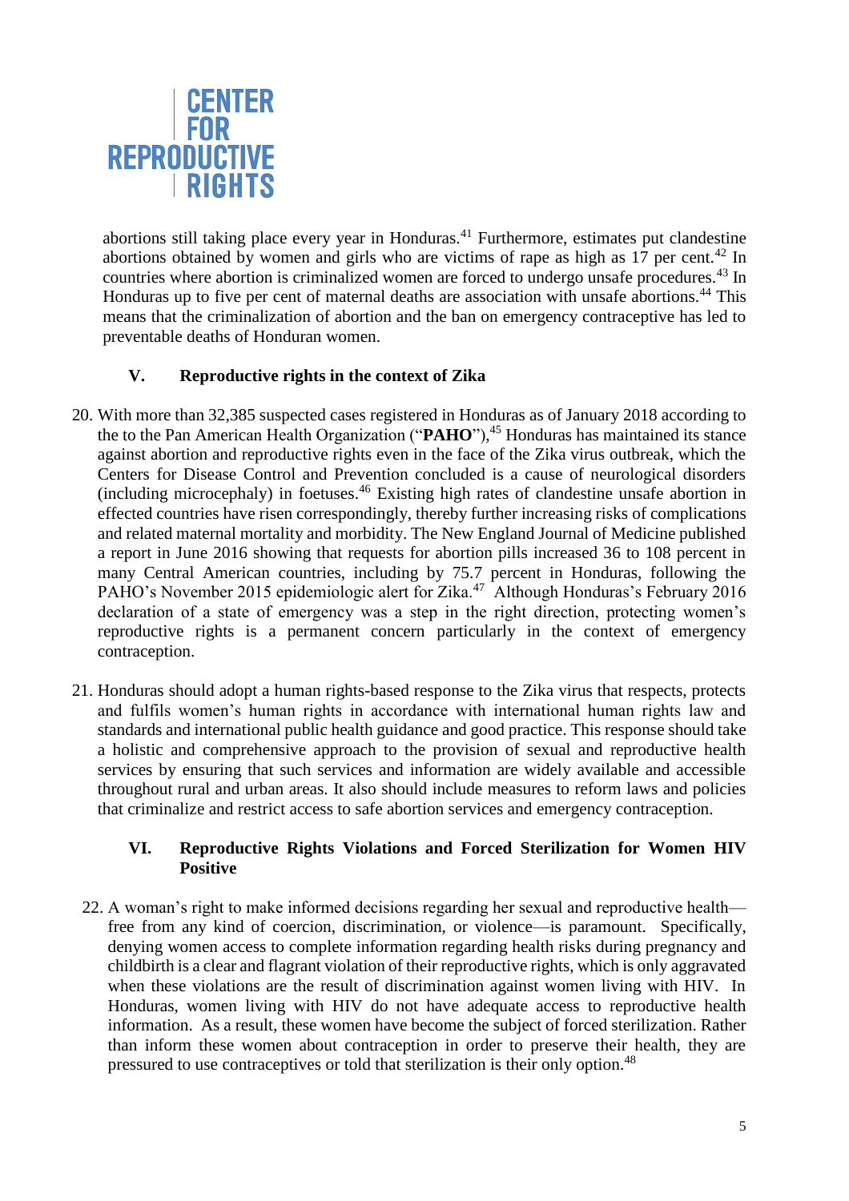abortions still taking place every year in Honduras.[41] Furthermore, estimates put clandestine abortions obtained by women and girls who are victims of rape as high as 17 per cent.[42] In countries where abortion is criminalized women are forced to undergo unsafe procedures.[43] In Honduras up to five per cent of maternal deaths are association with unsafe abortions.[44] This means that the criminalization of abortion and the ban on emergency contraceptive has led to preventable deaths of Honduran women.

## V. Reproductive rights in the context of Zika

20. With more than 32,385 suspected cases registered in Honduras as of January 2018 according to the to the Pan American Health Organization ("**PAHO**"),[45] Honduras has maintained its stance against abortion and reproductive rights even in the face of the Zika virus outbreak, which the Centers for Disease Control and Prevention concluded is a cause of neurological disorders (including microcephaly) in foetuses.[46] Existing high rates of clandestine unsafe abortion in effected countries have risen correspondingly, thereby further increasing risks of complications and related maternal mortality and morbidity. The New England Journal of Medicine published a report in June 2016 showing that requests for abortion pills increased 36 to 108 percent in many Central American countries, including by 75.7 percent in Honduras, following the PAHO's November 2015 epidemiologic alert for Zika.[47] Although Honduras's February 2016 declaration of a state of emergency was a step in the right direction, protecting women's reproductive rights is a permanent concern particularly in the context of emergency contraception.

21. Honduras should adopt a human rights-based response to the Zika virus that respects, protects and fulfils women's human rights in accordance with international human rights law and standards and international public health guidance and good practice. This response should take a holistic and comprehensive approach to the provision of sexual and reproductive health services by ensuring that such services and information are widely available and accessible throughout rural and urban areas. It also should include measures to reform laws and policies that criminalize and restrict access to safe abortion services and emergency contraception.

## VI. Reproductive Rights Violations and Forced Sterilization for Women HIV Positive

22. A woman's right to make informed decisions regarding her sexual and reproductive health—free from any kind of coercion, discrimination, or violence—is paramount. Specifically, denying women access to complete information regarding health risks during pregnancy and childbirth is a clear and flagrant violation of their reproductive rights, which is only aggravated when these violations are the result of discrimination against women living with HIV. In Honduras, women living with HIV do not have adequate access to reproductive health information. As a result, these women have become the subject of forced sterilization. Rather than inform these women about contraception in order to preserve their health, they are pressured to use contraceptives or told that sterilization is their only option.[48]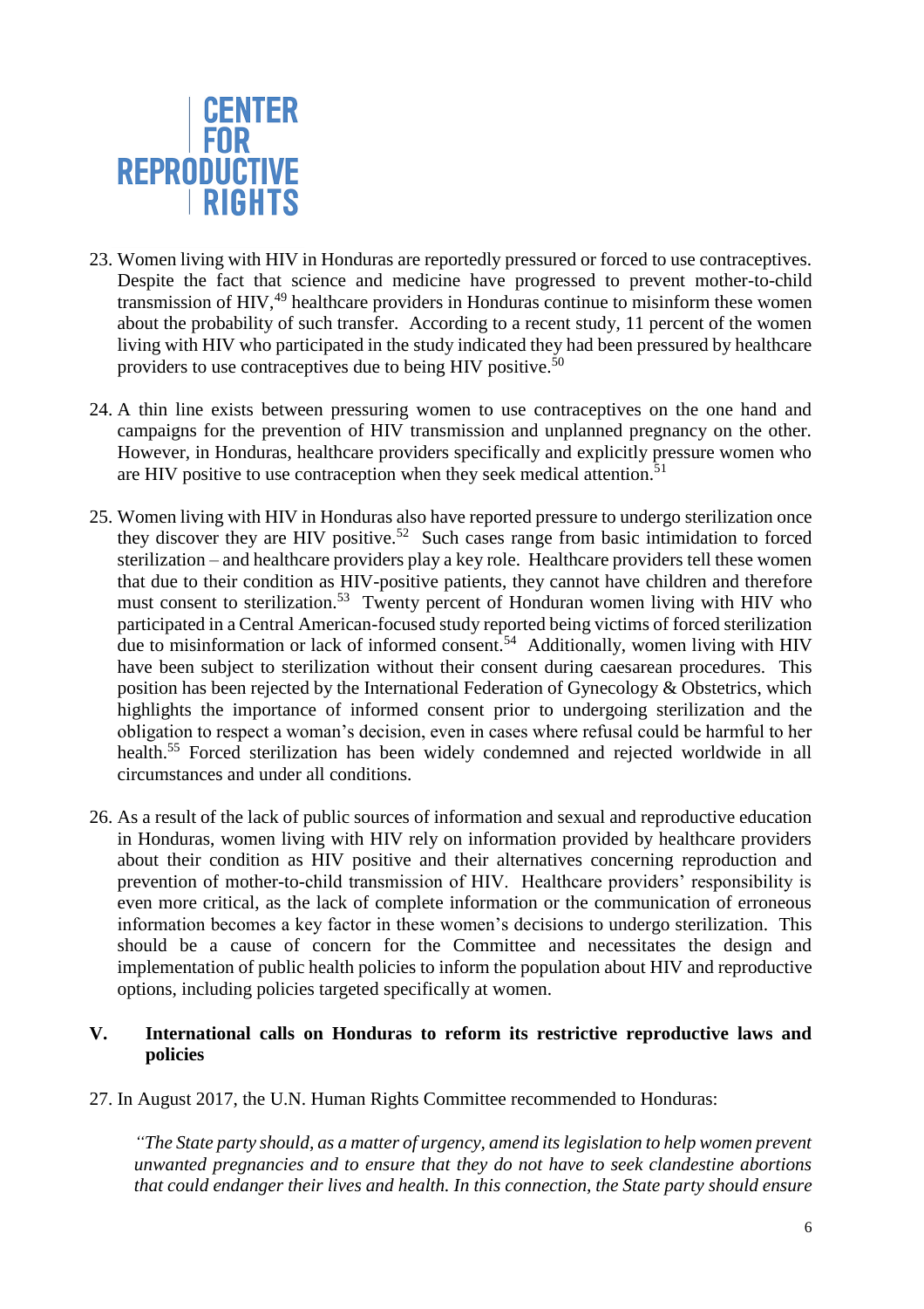23. Women living with HIV in Honduras are reportedly pressured or forced to use contraceptives. Despite the fact that science and medicine have progressed to prevent mother-to-child transmission of HIV,[49] healthcare providers in Honduras continue to misinform these women about the probability of such transfer. According to a recent study, 11 percent of the women living with HIV who participated in the study indicated they had been pressured by healthcare providers to use contraceptives due to being HIV positive.[50]

24. A thin line exists between pressuring women to use contraceptives on the one hand and campaigns for the prevention of HIV transmission and unplanned pregnancy on the other. However, in Honduras, healthcare providers specifically and explicitly pressure women who are HIV positive to use contraception when they seek medical attention.[51]

25. Women living with HIV in Honduras also have reported pressure to undergo sterilization once they discover they are HIV positive.[52] Such cases range from basic intimidation to forced sterilization – and healthcare providers play a key role. Healthcare providers tell these women that due to their condition as HIV-positive patients, they cannot have children and therefore must consent to sterilization.[53] Twenty percent of Honduran women living with HIV who participated in a Central American-focused study reported being victims of forced sterilization due to misinformation or lack of informed consent.[54] Additionally, women living with HIV have been subject to sterilization without their consent during caesarean procedures. This position has been rejected by the International Federation of Gynecology & Obstetrics, which highlights the importance of informed consent prior to undergoing sterilization and the obligation to respect a woman's decision, even in cases where refusal could be harmful to her health.[55] Forced sterilization has been widely condemned and rejected worldwide in all circumstances and under all conditions.

26. As a result of the lack of public sources of information and sexual and reproductive education in Honduras, women living with HIV rely on information provided by healthcare providers about their condition as HIV positive and their alternatives concerning reproduction and prevention of mother-to-child transmission of HIV. Healthcare providers' responsibility is even more critical, as the lack of complete information or the communication of erroneous information becomes a key factor in these women's decisions to undergo sterilization. This should be a cause of concern for the Committee and necessitates the design and implementation of public health policies to inform the population about HIV and reproductive options, including policies targeted specifically at women.

## V. International calls on Honduras to reform its restrictive reproductive laws and policies

27. In August 2017, the U.N. Human Rights Committee recommended to Honduras:

> *"The State party should, as a matter of urgency, amend its legislation to help women prevent unwanted pregnancies and to ensure that they do not have to seek clandestine abortions that could endanger their lives and health. In this connection, the State party should ensure*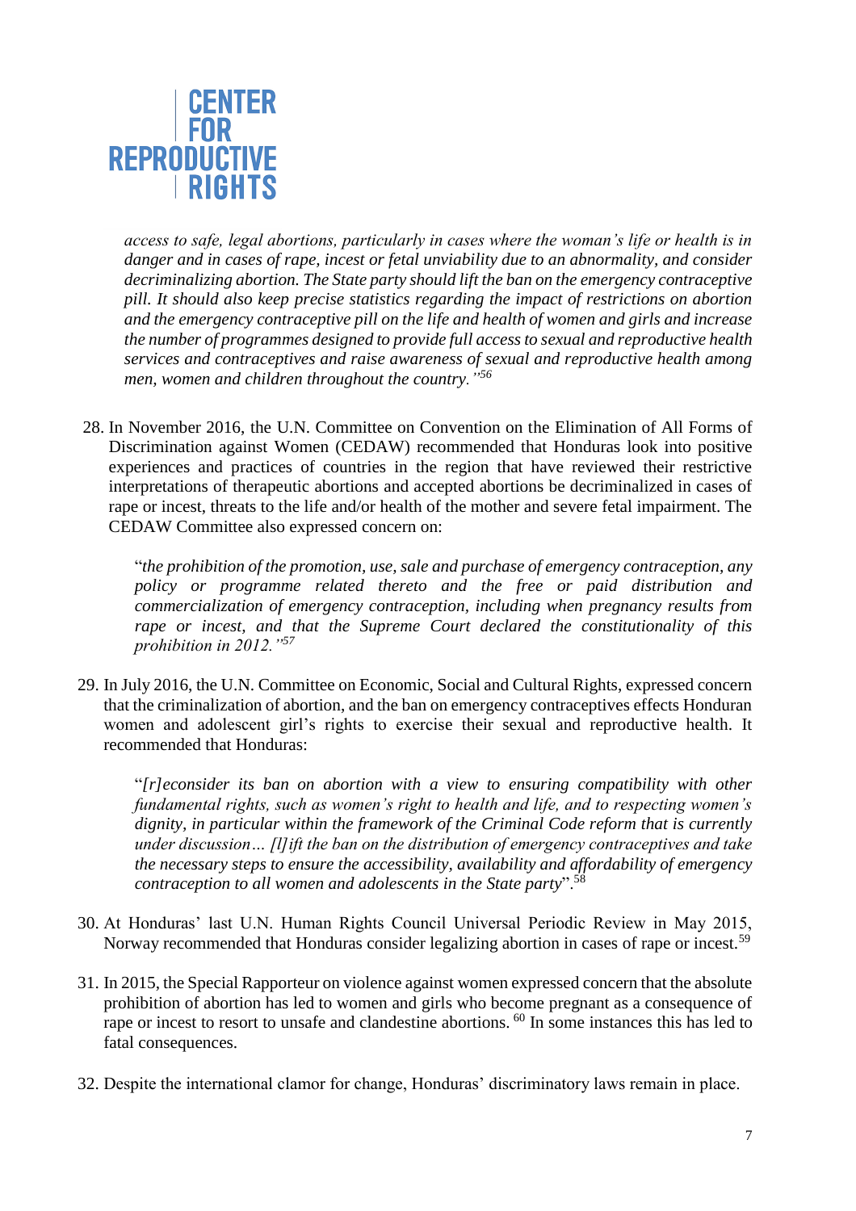*access to safe, legal abortions, particularly in cases where the woman's life or health is in danger and in cases of rape, incest or fetal unviability due to an abnormality, and consider decriminalizing abortion. The State party should lift the ban on the emergency contraceptive pill. It should also keep precise statistics regarding the impact of restrictions on abortion and the emergency contraceptive pill on the life and health of women and girls and increase the number of programmes designed to provide full access to sexual and reproductive health services and contraceptives and raise awareness of sexual and reproductive health among men, women and children throughout the country."*[56]

28. In November 2016, the U.N. Committee on Convention on the Elimination of All Forms of Discrimination against Women (CEDAW) recommended that Honduras look into positive experiences and practices of countries in the region that have reviewed their restrictive interpretations of therapeutic abortions and accepted abortions be decriminalized in cases of rape or incest, threats to the life and/or health of the mother and severe fetal impairment. The CEDAW Committee also expressed concern on:

    "*the prohibition of the promotion, use, sale and purchase of emergency contraception, any policy or programme related thereto and the free or paid distribution and commercialization of emergency contraception, including when pregnancy results from rape or incest, and that the Supreme Court declared the constitutionality of this prohibition in 2012."*[57]

29. In July 2016, the U.N. Committee on Economic, Social and Cultural Rights, expressed concern that the criminalization of abortion, and the ban on emergency contraceptives effects Honduran women and adolescent girl's rights to exercise their sexual and reproductive health. It recommended that Honduras:

    "*[r]econsider its ban on abortion with a view to ensuring compatibility with other fundamental rights, such as women's right to health and life, and to respecting women's dignity, in particular within the framework of the Criminal Code reform that is currently under discussion… [l]ift the ban on the distribution of emergency contraceptives and take the necessary steps to ensure the accessibility, availability and affordability of emergency contraception to all women and adolescents in the State party*".[58]

30. At Honduras' last U.N. Human Rights Council Universal Periodic Review in May 2015, Norway recommended that Honduras consider legalizing abortion in cases of rape or incest.[59]

31. In 2015, the Special Rapporteur on violence against women expressed concern that the absolute prohibition of abortion has led to women and girls who become pregnant as a consequence of rape or incest to resort to unsafe and clandestine abortions. [60] In some instances this has led to fatal consequences.

32. Despite the international clamor for change, Honduras' discriminatory laws remain in place.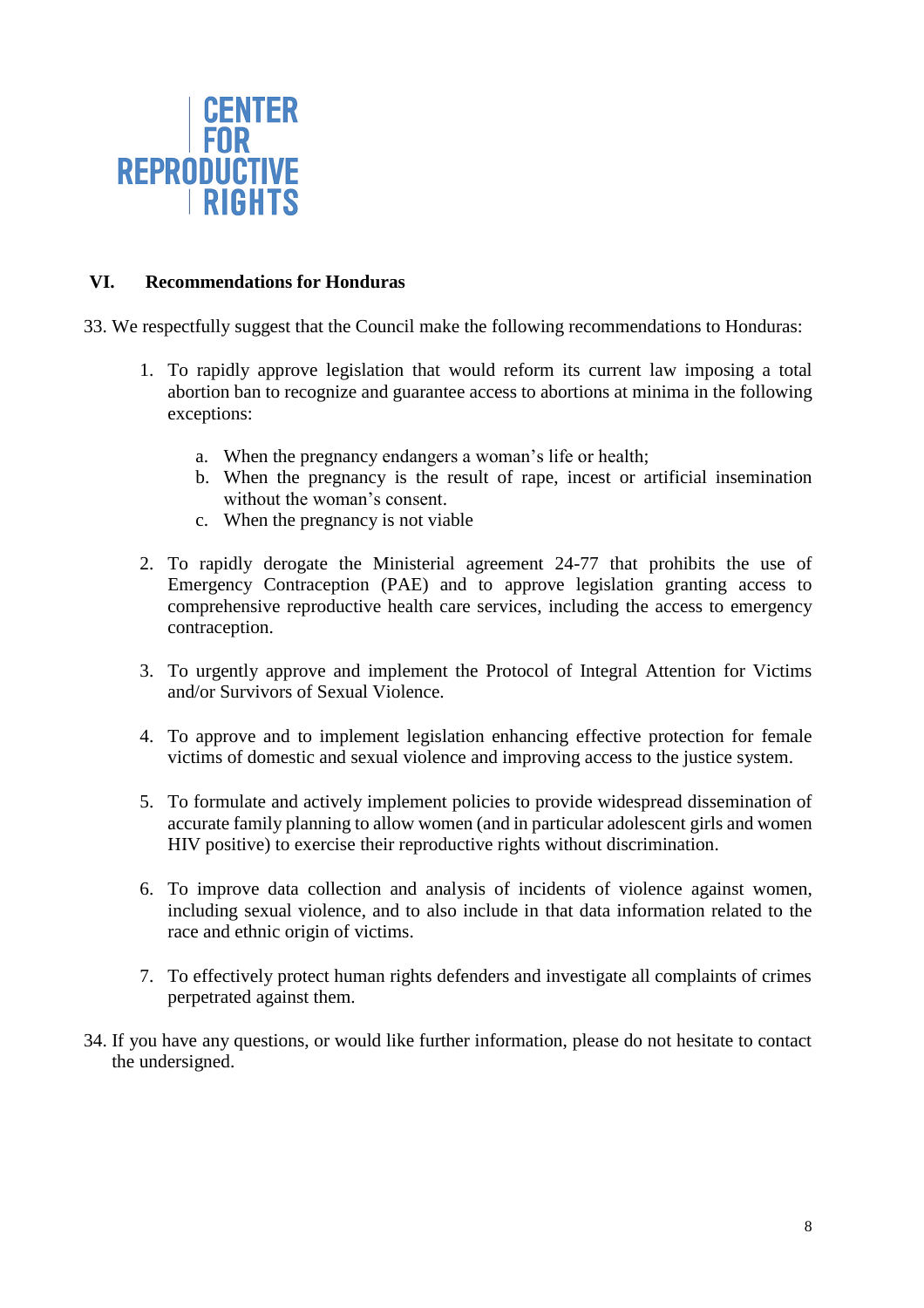CENTER FOR REPRODUCTIVE RIGHTS

## VI. Recommendations for Honduras

33. We respectfully suggest that the Council make the following recommendations to Honduras:

    1. To rapidly approve legislation that would reform its current law imposing a total abortion ban to recognize and guarantee access to abortions at minima in the following exceptions:

        a. When the pregnancy endangers a woman's life or health;
        b. When the pregnancy is the result of rape, incest or artificial insemination without the woman's consent.
        c. When the pregnancy is not viable

    2. To rapidly derogate the Ministerial agreement 24-77 that prohibits the use of Emergency Contraception (PAE) and to approve legislation granting access to comprehensive reproductive health care services, including the access to emergency contraception.

    3. To urgently approve and implement the Protocol of Integral Attention for Victims and/or Survivors of Sexual Violence.

    4. To approve and to implement legislation enhancing effective protection for female victims of domestic and sexual violence and improving access to the justice system.

    5. To formulate and actively implement policies to provide widespread dissemination of accurate family planning to allow women (and in particular adolescent girls and women HIV positive) to exercise their reproductive rights without discrimination.

    6. To improve data collection and analysis of incidents of violence against women, including sexual violence, and to also include in that data information related to the race and ethnic origin of victims.

    7. To effectively protect human rights defenders and investigate all complaints of crimes perpetrated against them.

34. If you have any questions, or would like further information, please do not hesitate to contact the undersigned.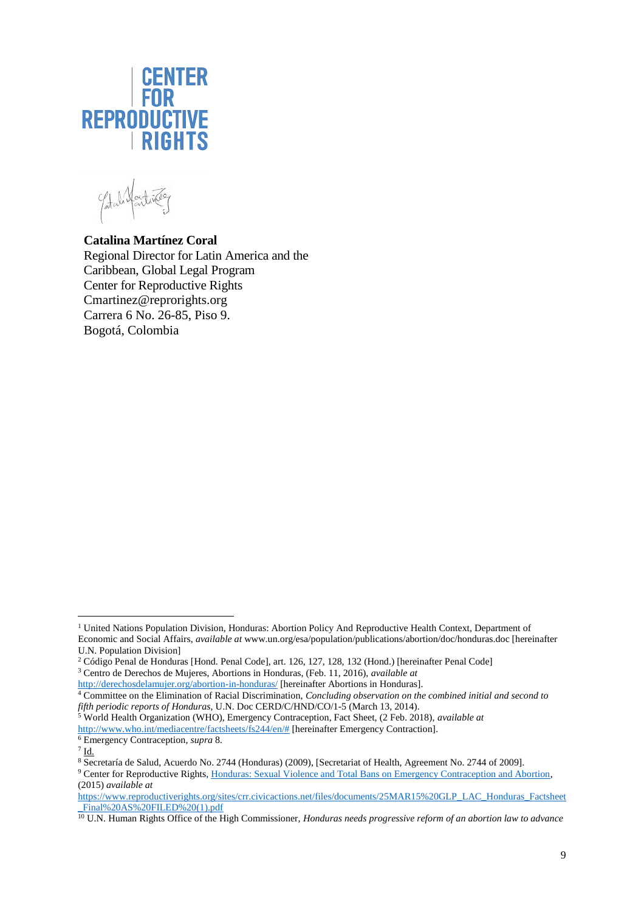**CENTER FOR REPRODUCTIVE RIGHTS**

**Catalina Martínez Coral**
Regional Director for Latin America and the Caribbean, Global Legal Program
Center for Reproductive Rights
Cmartinez@reprorights.org
Carrera 6 No. 26-85, Piso 9.
Bogotá, Colombia

---

[1] United Nations Population Division, Honduras: Abortion Policy And Reproductive Health Context, Department of Economic and Social Affairs, *available at* www.un.org/esa/population/publications/abortion/doc/honduras.doc [hereinafter U.N. Population Division]

[2] Código Penal de Honduras [Hond. Penal Code], art. 126, 127, 128, 132 (Hond.) [hereinafter Penal Code]

[3] Centro de Derechos de Mujeres, Abortions in Honduras, (Feb. 11, 2016), *available at* http://derechosdelamujer.org/abortion-in-honduras/ [hereinafter Abortions in Honduras].

[4] Committee on the Elimination of Racial Discrimination, *Concluding observation on the combined initial and second to fifth periodic reports of Honduras*, U.N. Doc CERD/C/HND/CO/1-5 (March 13, 2014).

[5] World Health Organization (WHO), Emergency Contraception, Fact Sheet, (2 Feb. 2018), *available at* http://www.who.int/mediacentre/factsheets/fs244/en/# [hereinafter Emergency Contraction].

[6] Emergency Contraception, *supra* 8.

[7] Id.

[8] Secretaría de Salud, Acuerdo No. 2744 (Honduras) (2009), [Secretariat of Health, Agreement No. 2744 of 2009].

[9] Center for Reproductive Rights, Honduras: Sexual Violence and Total Bans on Emergency Contraception and Abortion, (2015) *available at* https://www.reproductiverights.org/sites/crr.civicactions.net/files/documents/25MAR15%20GLP_LAC_Honduras_Factsheet_Final%20AS%20FILED%20(1).pdf

[10] U.N. Human Rights Office of the High Commissioner, *Honduras needs progressive reform of an abortion law to advance*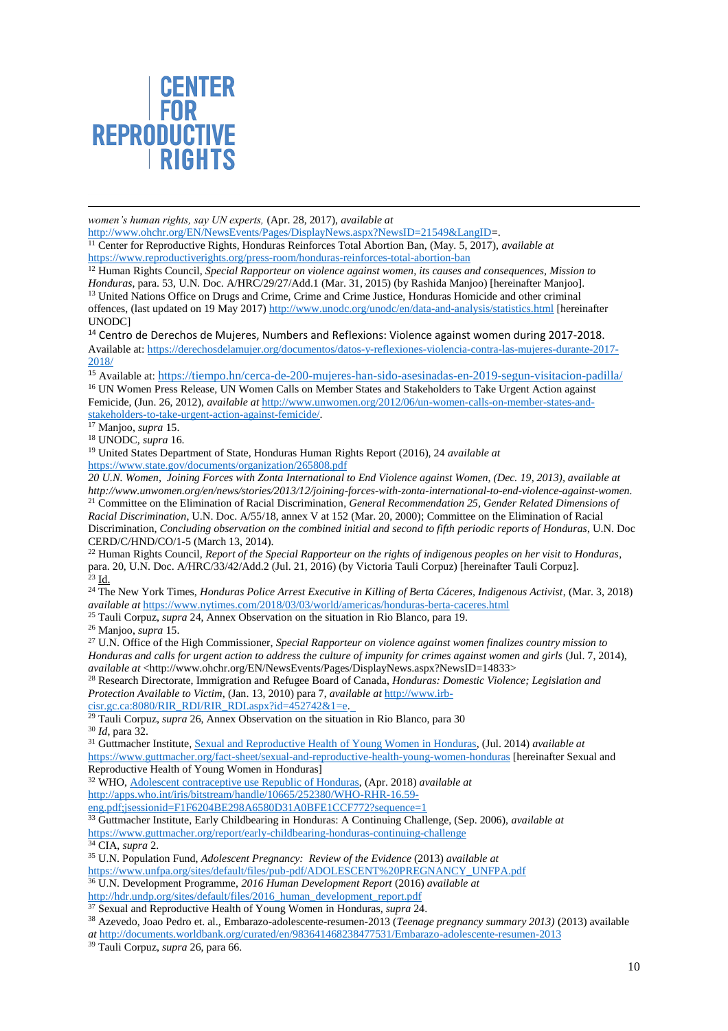*women's human rights, say UN experts,* (Apr. 28, 2017), *available at* http://www.ohchr.org/EN/NewsEvents/Pages/DisplayNews.aspx?NewsID=21549&LangID=.

[11] Center for Reproductive Rights, Honduras Reinforces Total Abortion Ban, (May. 5, 2017), *available at* https://www.reproductiverights.org/press-room/honduras-reinforces-total-abortion-ban

[12] Human Rights Council, *Special Rapporteur on violence against women, its causes and consequences, Mission to Honduras*, para. 53, U.N. Doc. A/HRC/29/27/Add.1 (Mar. 31, 2015) (by Rashida Manjoo) [hereinafter Manjoo].

[13] United Nations Office on Drugs and Crime, Crime and Crime Justice, Honduras Homicide and other criminal offences, (last updated on 19 May 2017) http://www.unodc.org/unodc/en/data-and-analysis/statistics.html [hereinafter UNODC]

[14] Centro de Derechos de Mujeres, Numbers and Reflexions: Violence against women during 2017-2018. Available at: https://derechosdelamujer.org/documentos/datos-y-reflexiones-violencia-contra-las-mujeres-durante-2017-2018/

[15] Available at: https://tiempo.hn/cerca-de-200-mujeres-han-sido-asesinadas-en-2019-segun-visitacion-padilla/

[16] UN Women Press Release, UN Women Calls on Member States and Stakeholders to Take Urgent Action against Femicide, (Jun. 26, 2012), *available at* http://www.unwomen.org/2012/06/un-women-calls-on-member-states-and-stakeholders-to-take-urgent-action-against-femicide/.

[17] Manjoo, *supra* 15.

[18] UNODC, *supra* 16.

[19] United States Department of State, Honduras Human Rights Report (2016), 24 *available at* https://www.state.gov/documents/organization/265808.pdf

*20 U.N. Women, Joining Forces with Zonta International to End Violence against Women, (Dec. 19, 2013), available at http://www.unwomen.org/en/news/stories/2013/12/joining-forces-with-zonta-international-to-end-violence-against-women.*

[21] Committee on the Elimination of Racial Discrimination, *General Recommendation 25, Gender Related Dimensions of Racial Discrimination*, U.N. Doc. A/55/18, annex V at 152 (Mar. 20, 2000); Committee on the Elimination of Racial Discrimination, *Concluding observation on the combined initial and second to fifth periodic reports of Honduras*, U.N. Doc CERD/C/HND/CO/1-5 (March 13, 2014).

[22] Human Rights Council, *Report of the Special Rapporteur on the rights of indigenous peoples on her visit to Honduras*, para. 20, U.N. Doc. A/HRC/33/42/Add.2 (Jul. 21, 2016) (by Victoria Tauli Corpuz) [hereinafter Tauli Corpuz].

[23] Id.

[24] The New York Times, *Honduras Police Arrest Executive in Killing of Berta Cáceres, Indigenous Activist*, (Mar. 3, 2018) *available at* https://www.nytimes.com/2018/03/03/world/americas/honduras-berta-caceres.html

[25] Tauli Corpuz, *supra* 24, Annex Observation on the situation in Rio Blanco, para 19.

[26] Manjoo, *supra* 15.

[27] U.N. Office of the High Commissioner, *Special Rapporteur on violence against women finalizes country mission to Honduras and calls for urgent action to address the culture of impunity for crimes against women and girls* (Jul. 7, 2014), *available at* <http://www.ohchr.org/EN/NewsEvents/Pages/DisplayNews.aspx?NewsID=14833>

[28] Research Directorate, Immigration and Refugee Board of Canada, *Honduras: Domestic Violence; Legislation and Protection Available to Victim*, (Jan. 13, 2010) para 7, *available at* http://www.irb-cisr.gc.ca:8080/RIR_RDI/RIR_RDI.aspx?id=452742&1=e.

[29] Tauli Corpuz, *supra* 26, Annex Observation on the situation in Rio Blanco, para 30

[30] *Id*, para 32.

[31] Guttmacher Institute, Sexual and Reproductive Health of Young Women in Honduras, (Jul. 2014) *available at* https://www.guttmacher.org/fact-sheet/sexual-and-reproductive-health-young-women-honduras [hereinafter Sexual and Reproductive Health of Young Women in Honduras]

[32] WHO, Adolescent contraceptive use Republic of Honduras, (Apr. 2018) *available at* http://apps.who.int/iris/bitstream/handle/10665/252380/WHO-RHR-16.59-eng.pdf;jsessionid=F1F6204BE298A6580D31A0BFE1CCF772?sequence=1

[33] Guttmacher Institute, Early Childbearing in Honduras: A Continuing Challenge, (Sep. 2006), *available at* https://www.guttmacher.org/report/early-childbearing-honduras-continuing-challenge

[34] CIA, *supra* 2.

[35] U.N. Population Fund, *Adolescent Pregnancy: Review of the Evidence* (2013) *available at* https://www.unfpa.org/sites/default/files/pub-pdf/ADOLESCENT%20PREGNANCY_UNFPA.pdf

[36] U.N. Development Programme, *2016 Human Development Report* (2016) *available at* http://hdr.undp.org/sites/default/files/2016_human_development_report.pdf

[37] Sexual and Reproductive Health of Young Women in Honduras, *supra* 24.

[38] Azevedo, Joao Pedro et. al., Embarazo-adolescente-resumen-2013 (*Teenage pregnancy summary 2013)* (2013) available *at* http://documents.worldbank.org/curated/en/983641468238477531/Embarazo-adolescente-resumen-2013

[39] Tauli Corpuz, *supra* 26, para 66.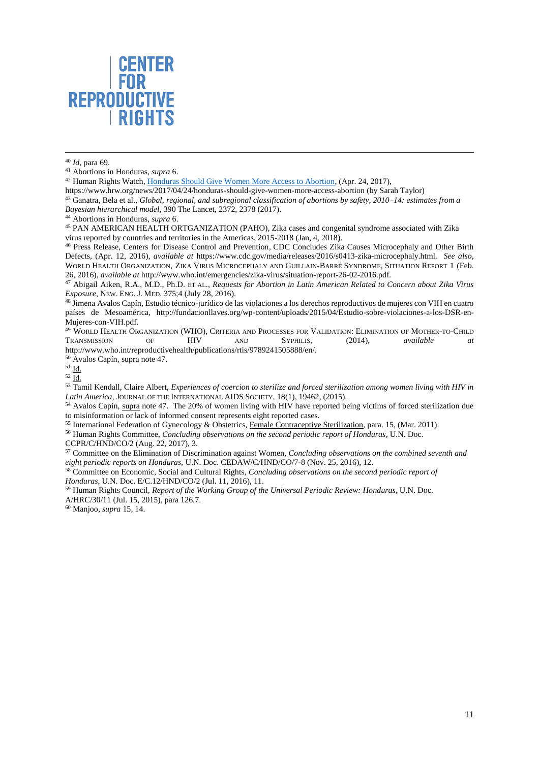[40] *Id*, para 69.

[41] Abortions in Honduras, *supra* 6.

[42] Human Rights Watch, Honduras Should Give Women More Access to Abortion, (Apr. 24, 2017), https://www.hrw.org/news/2017/04/24/honduras-should-give-women-more-access-abortion (by Sarah Taylor)

[43] Ganatra, Bela et al., *Global, regional, and subregional classification of abortions by safety, 2010–14: estimates from a Bayesian hierarchical model*, 390 The Lancet, 2372, 2378 (2017).

[44] Abortions in Honduras, *supra* 6.

[45] PAN AMERICAN HEALTH ORTGANIZATION (PAHO), Zika cases and congenital syndrome associated with Zika virus reported by countries and territories in the Americas, 2015-2018 (Jan, 4, 2018).

[46] Press Release, Centers for Disease Control and Prevention, CDC Concludes Zika Causes Microcephaly and Other Birth Defects, (Apr. 12, 2016), *available at* https://www.cdc.gov/media/releases/2016/s0413-zika-microcephaly.html. *See also,* WORLD HEALTH ORGANIZATION, ZIKA VIRUS MICROCEPHALY AND GUILLAIN-BARRÉ SYNDROME, SITUATION REPORT 1 (Feb. 26, 2016), *available at* http://www.who.int/emergencies/zika-virus/situation-report-26-02-2016.pdf.

[47] Abigail Aiken, R.A., M.D., Ph.D. ET AL., *Requests for Abortion in Latin American Related to Concern about Zika Virus Exposure*, NEW. ENG. J. MED. 375;4 (July 28, 2016).

[48] Jimena Avalos Capín, Estudio técnico-jurídico de las violaciones a los derechos reproductivos de mujeres con VIH en cuatro países de Mesoamérica, http://fundacionllaves.org/wp-content/uploads/2015/04/Estudio-sobre-violaciones-a-los-DSR-en-Mujeres-con-VIH.pdf.

[49] WORLD HEALTH ORGANIZATION (WHO), CRITERIA AND PROCESSES FOR VALIDATION: ELIMINATION OF MOTHER-TO-CHILD TRANSMISSION OF HIV AND SYPHILIS, (2014), *available at* http://www.who.int/reproductivehealth/publications/rtis/9789241505888/en/.

[50] Avalos Capín, supra note 47.

[51] Id.

[52] Id.

[53] Tamil Kendall, Claire Albert, *Experiences of coercion to sterilize and forced sterilization among women living with HIV in Latin America*, JOURNAL OF THE INTERNATIONAL AIDS SOCIETY, 18(1), 19462, (2015).

[54] Avalos Capín, supra note 47. The 20% of women living with HIV have reported being victims of forced sterilization due to misinformation or lack of informed consent represents eight reported cases.

[55] International Federation of Gynecology & Obstetrics, Female Contraceptive Sterilization, para. 15, (Mar. 2011).

[56] Human Rights Committee, *Concluding observations on the second periodic report of Honduras*, U.N. Doc. CCPR/C/HND/CO/2 (Aug. 22, 2017), 3.

[57] Committee on the Elimination of Discrimination against Women, *Concluding observations on the combined seventh and eight periodic reports on Honduras*, U.N. Doc. CEDAW/C/HND/CO/7-8 (Nov. 25, 2016), 12.

[58] Committee on Economic, Social and Cultural Rights, *Concluding observations on the second periodic report of Honduras*, U.N. Doc. E/C.12/HND/CO/2 (Jul. 11, 2016), 11.

[59] Human Rights Council, *Report of the Working Group of the Universal Periodic Review: Honduras*, U.N. Doc. A/HRC/30/11 (Jul. 15, 2015), para 126.7.

[60] Manjoo, *supra* 15, 14.